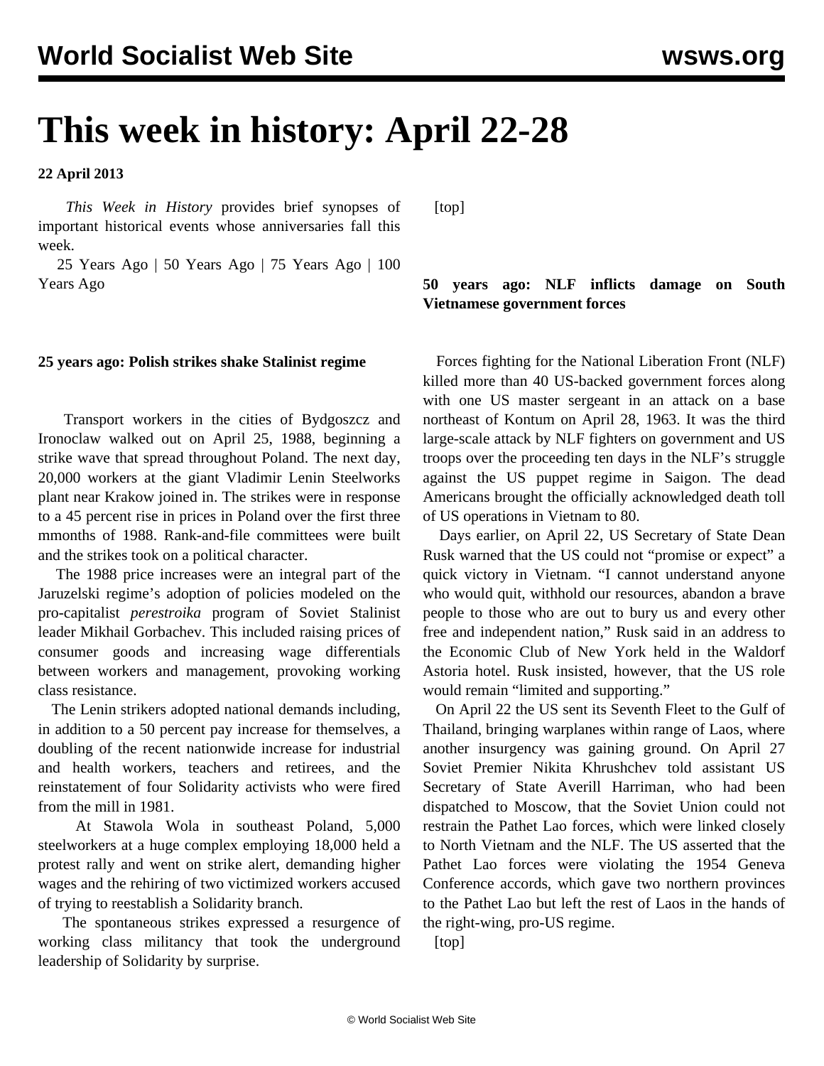# This week in history: April 22-28

**22 April 2013**

*This Week in History* provides brief synopses of important historical events whose anniversaries fall this week.

25 Years Ago | 50 Years Ago | 75 Years Ago | 100 Years Ago

### 25 years ago: Polish strikes shake Stalinist regime

Transport workers in the cities of Bydgoszcz and Ironoclaw walked out on April 25, 1988, beginning a strike wave that spread throughout Poland. The next day, 20,000 workers at the giant Vladimir Lenin Steelworks plant near Krakow joined in. The strikes were in response to a 45 percent rise in prices in Poland over the first three mmonths of 1988. Rank-and-file committees were built and the strikes took on a political character.

The 1988 price increases were an integral part of the Jaruzelski regime's adoption of policies modeled on the pro-capitalist *perestroika* program of Soviet Stalinist leader Mikhail Gorbachev. This included raising prices of consumer goods and increasing wage differentials between workers and management, provoking working class resistance.

The Lenin strikers adopted national demands including, in addition to a 50 percent pay increase for themselves, a doubling of the recent nationwide increase for industrial and health workers, teachers and retirees, and the reinstatement of four Solidarity activists who were fired from the mill in 1981.

At Stawola Wola in southeast Poland, 5,000 steelworkers at a huge complex employing 18,000 held a protest rally and went on strike alert, demanding higher wages and the rehiring of two victimized workers accused of trying to reestablish a Solidarity branch.

The spontaneous strikes expressed a resurgence of working class militancy that took the underground leadership of Solidarity by surprise.

[top]

### 50 years ago: NLF inflicts damage on South Vietnamese government forces

Forces fighting for the National Liberation Front (NLF) killed more than 40 US-backed government forces along with one US master sergeant in an attack on a base northeast of Kontum on April 28, 1963. It was the third large-scale attack by NLF fighters on government and US troops over the proceeding ten days in the NLF's struggle against the US puppet regime in Saigon. The dead Americans brought the officially acknowledged death toll of US operations in Vietnam to 80.

Days earlier, on April 22, US Secretary of State Dean Rusk warned that the US could not "promise or expect" a quick victory in Vietnam. "I cannot understand anyone who would quit, withhold our resources, abandon a brave people to those who are out to bury us and every other free and independent nation," Rusk said in an address to the Economic Club of New York held in the Waldorf Astoria hotel. Rusk insisted, however, that the US role would remain "limited and supporting."

On April 22 the US sent its Seventh Fleet to the Gulf of Thailand, bringing warplanes within range of Laos, where another insurgency was gaining ground. On April 27 Soviet Premier Nikita Khrushchev told assistant US Secretary of State Averill Harriman, who had been dispatched to Moscow, that the Soviet Union could not restrain the Pathet Lao forces, which were linked closely to North Vietnam and the NLF. The US asserted that the Pathet Lao forces were violating the 1954 Geneva Conference accords, which gave two northern provinces to the Pathet Lao but left the rest of Laos in the hands of the right-wing, pro-US regime.

[top]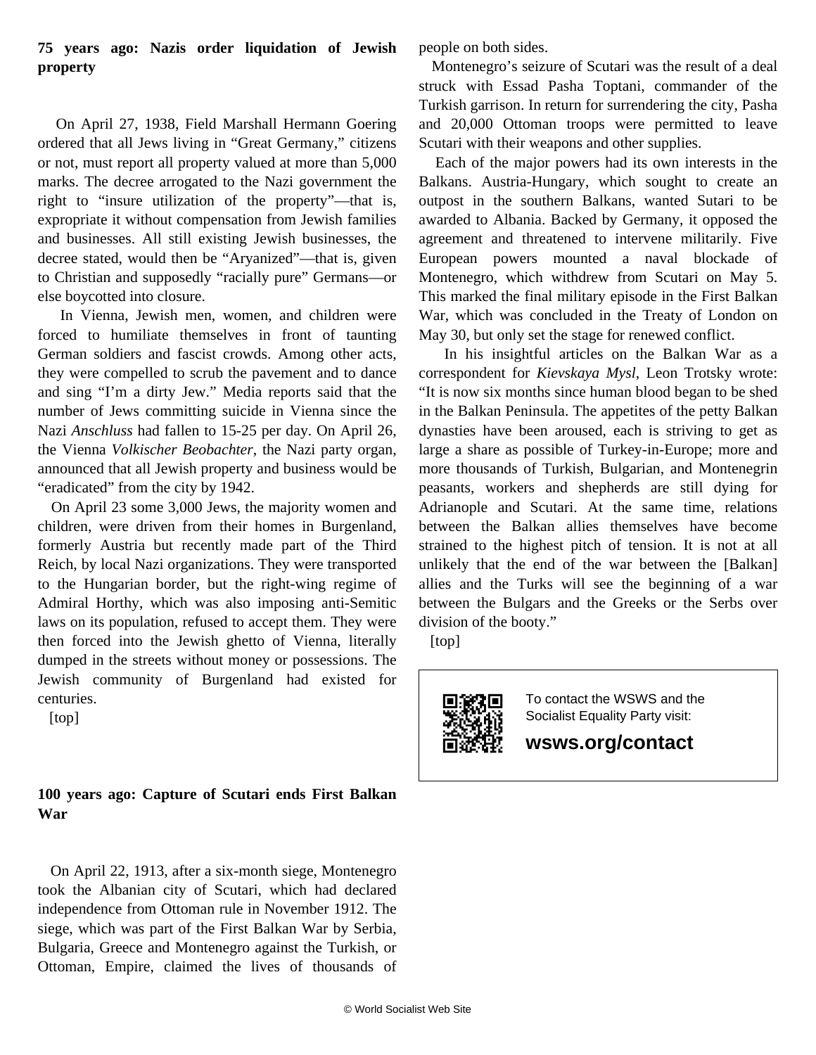**75 years ago: Nazis order liquidation of Jewish property**

On April 27, 1938, Field Marshall Hermann Goering ordered that all Jews living in "Great Germany," citizens or not, must report all property valued at more than 5,000 marks. The decree arrogated to the Nazi government the right to "insure utilization of the property"—that is, expropriate it without compensation from Jewish families and businesses. All still existing Jewish businesses, the decree stated, would then be "Aryanized"—that is, given to Christian and supposedly "racially pure" Germans—or else boycotted into closure.

In Vienna, Jewish men, women, and children were forced to humiliate themselves in front of taunting German soldiers and fascist crowds. Among other acts, they were compelled to scrub the pavement and to dance and sing "I'm a dirty Jew." Media reports said that the number of Jews committing suicide in Vienna since the Nazi *Anschluss* had fallen to 15-25 per day. On April 26, the Vienna *Volkischer Beobachter*, the Nazi party organ, announced that all Jewish property and business would be "eradicated" from the city by 1942.

On April 23 some 3,000 Jews, the majority women and children, were driven from their homes in Burgenland, formerly Austria but recently made part of the Third Reich, by local Nazi organizations. They were transported to the Hungarian border, but the right-wing regime of Admiral Horthy, which was also imposing anti-Semitic laws on its population, refused to accept them. They were then forced into the Jewish ghetto of Vienna, literally dumped in the streets without money or possessions. The Jewish community of Burgenland had existed for centuries.

[top]

**100 years ago: Capture of Scutari ends First Balkan War**

On April 22, 1913, after a six-month siege, Montenegro took the Albanian city of Scutari, which had declared independence from Ottoman rule in November 1912. The siege, which was part of the First Balkan War by Serbia, Bulgaria, Greece and Montenegro against the Turkish, or Ottoman, Empire, claimed the lives of thousands of people on both sides.

Montenegro's seizure of Scutari was the result of a deal struck with Essad Pasha Toptani, commander of the Turkish garrison. In return for surrendering the city, Pasha and 20,000 Ottoman troops were permitted to leave Scutari with their weapons and other supplies.

Each of the major powers had its own interests in the Balkans. Austria-Hungary, which sought to create an outpost in the southern Balkans, wanted Sutari to be awarded to Albania. Backed by Germany, it opposed the agreement and threatened to intervene militarily. Five European powers mounted a naval blockade of Montenegro, which withdrew from Scutari on May 5. This marked the final military episode in the First Balkan War, which was concluded in the Treaty of London on May 30, but only set the stage for renewed conflict.

In his insightful articles on the Balkan War as a correspondent for *Kievskaya Mysl*, Leon Trotsky wrote: "It is now six months since human blood began to be shed in the Balkan Peninsula. The appetites of the petty Balkan dynasties have been aroused, each is striving to get as large a share as possible of Turkey-in-Europe; more and more thousands of Turkish, Bulgarian, and Montenegrin peasants, workers and shepherds are still dying for Adrianople and Scutari. At the same time, relations between the Balkan allies themselves have become strained to the highest pitch of tension. It is not at all unlikely that the end of the war between the [Balkan] allies and the Turks will see the beginning of a war between the Bulgars and the Greeks or the Serbs over division of the booty."

[top]

To contact the WSWS and the Socialist Equality Party visit:

**wsws.org/contact**